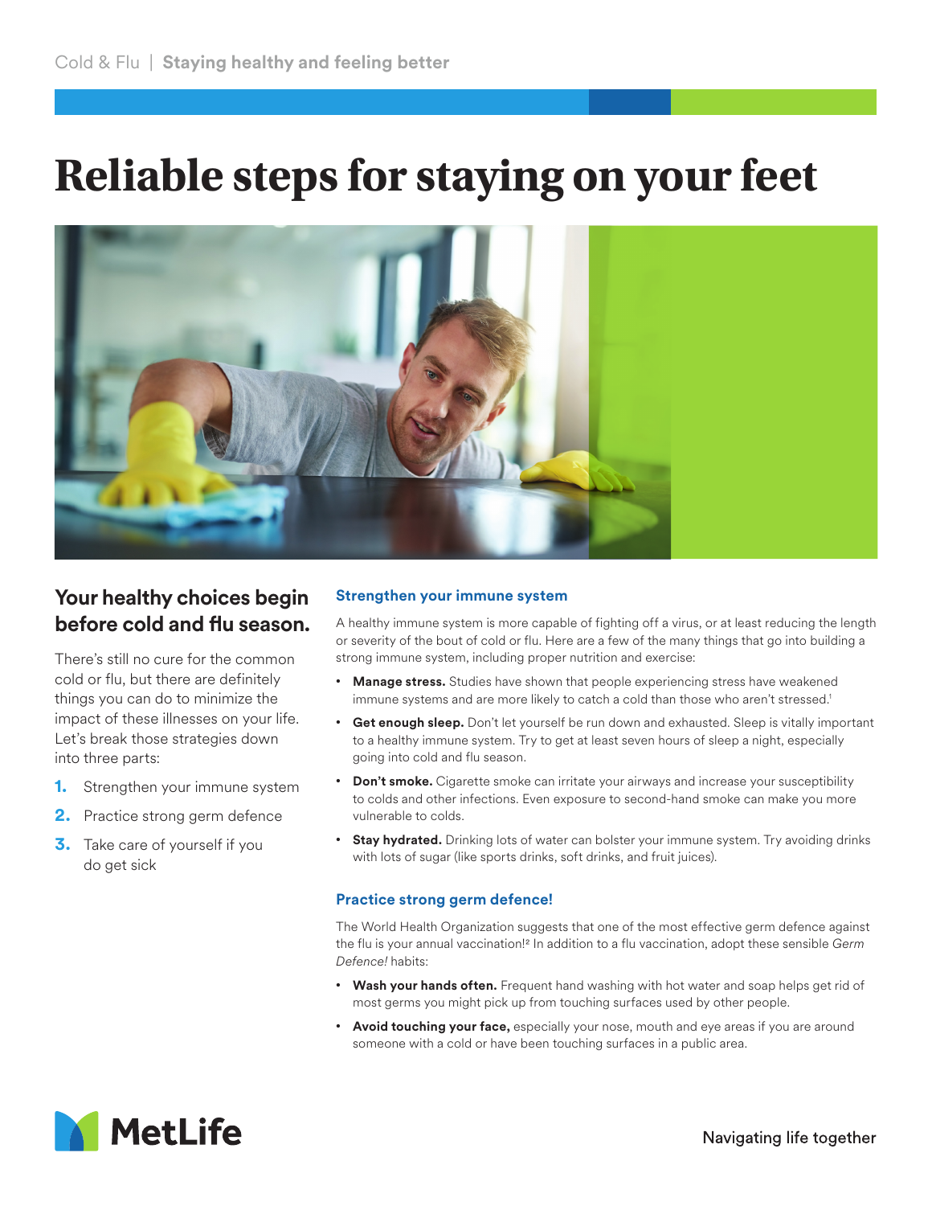Cold & Flu | **Staying healthy and feeling better**

# Reliable steps for staying on your feet

## Your healthy choices begin before cold and flu season.

There's still no cure for the common cold or flu, but there are definitely things you can do to minimize the impact of these illnesses on your life. Let's break those strategies down into three parts:

1. Strengthen your immune system
2. Practice strong germ defence
3. Take care of yourself if you do get sick

### Strengthen your immune system

A healthy immune system is more capable of fighting off a virus, or at least reducing the length or severity of the bout of cold or flu. Here are a few of the many things that go into building a strong immune system, including proper nutrition and exercise:

- **Manage stress.** Studies have shown that people experiencing stress have weakened immune systems and are more likely to catch a cold than those who aren't stressed.[1]
- **Get enough sleep.** Don't let yourself be run down and exhausted. Sleep is vitally important to a healthy immune system. Try to get at least seven hours of sleep a night, especially going into cold and flu season.
- **Don't smoke.** Cigarette smoke can irritate your airways and increase your susceptibility to colds and other infections. Even exposure to second-hand smoke can make you more vulnerable to colds.
- **Stay hydrated.** Drinking lots of water can bolster your immune system. Try avoiding drinks with lots of sugar (like sports drinks, soft drinks, and fruit juices).

### Practice strong germ defence!

The World Health Organization suggests that one of the most effective germ defence against the flu is your annual vaccination![2] In addition to a flu vaccination, adopt these sensible *Germ Defence!* habits:

- **Wash your hands often.** Frequent hand washing with hot water and soap helps get rid of most germs you might pick up from touching surfaces used by other people.
- **Avoid touching your face,** especially your nose, mouth and eye areas if you are around someone with a cold or have been touching surfaces in a public area.

MetLife

Navigating life together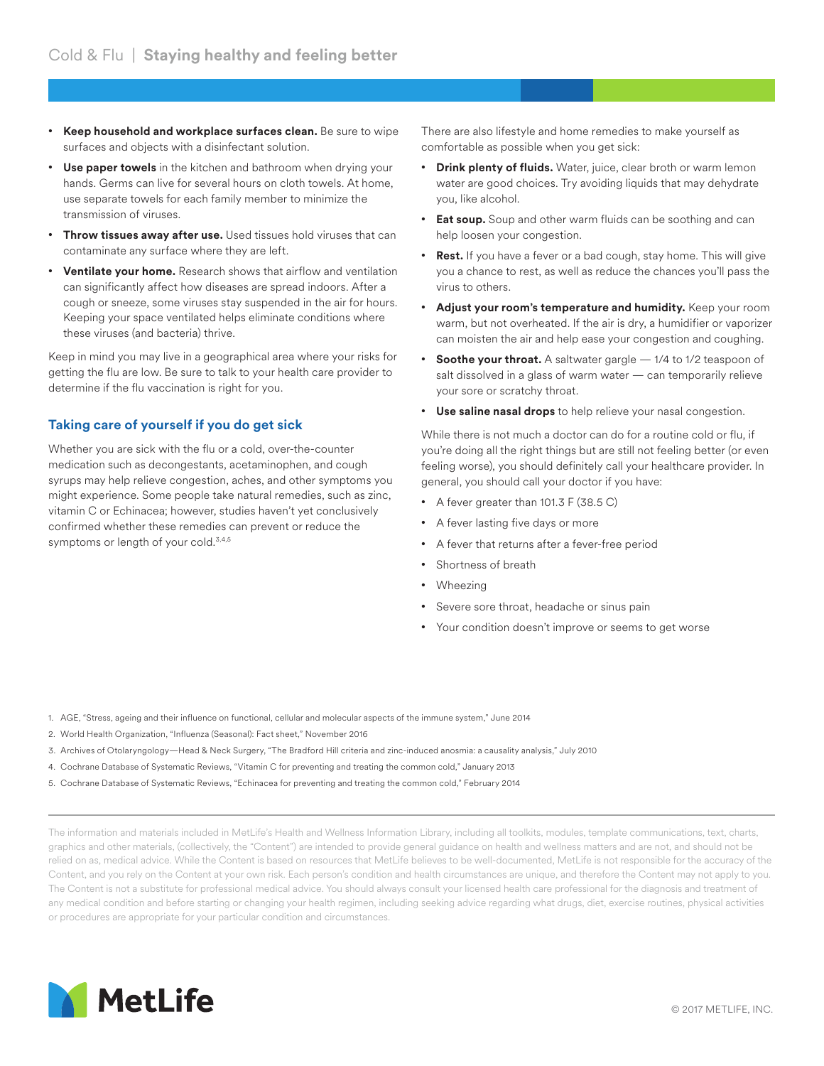- **Keep household and workplace surfaces clean.** Be sure to wipe surfaces and objects with a disinfectant solution.
- **Use paper towels** in the kitchen and bathroom when drying your hands. Germs can live for several hours on cloth towels. At home, use separate towels for each family member to minimize the transmission of viruses.
- **Throw tissues away after use.** Used tissues hold viruses that can contaminate any surface where they are left.
- **Ventilate your home.** Research shows that airflow and ventilation can significantly affect how diseases are spread indoors. After a cough or sneeze, some viruses stay suspended in the air for hours. Keeping your space ventilated helps eliminate conditions where these viruses (and bacteria) thrive.

Keep in mind you may live in a geographical area where your risks for getting the flu are low. Be sure to talk to your health care provider to determine if the flu vaccination is right for you.

## Taking care of yourself if you do get sick

Whether you are sick with the flu or a cold, over-the-counter medication such as decongestants, acetaminophen, and cough syrups may help relieve congestion, aches, and other symptoms you might experience. Some people take natural remedies, such as zinc, vitamin C or Echinacea; however, studies haven't yet conclusively confirmed whether these remedies can prevent or reduce the symptoms or length of your cold.[3,4,5]

There are also lifestyle and home remedies to make yourself as comfortable as possible when you get sick:

- **Drink plenty of fluids.** Water, juice, clear broth or warm lemon water are good choices. Try avoiding liquids that may dehydrate you, like alcohol.
- **Eat soup.** Soup and other warm fluids can be soothing and can help loosen your congestion.
- **Rest.** If you have a fever or a bad cough, stay home. This will give you a chance to rest, as well as reduce the chances you'll pass the virus to others.
- **Adjust your room's temperature and humidity.** Keep your room warm, but not overheated. If the air is dry, a humidifier or vaporizer can moisten the air and help ease your congestion and coughing.
- **Soothe your throat.** A saltwater gargle — 1/4 to 1/2 teaspoon of salt dissolved in a glass of warm water — can temporarily relieve your sore or scratchy throat.
- **Use saline nasal drops** to help relieve your nasal congestion.

While there is not much a doctor can do for a routine cold or flu, if you're doing all the right things but are still not feeling better (or even feeling worse), you should definitely call your healthcare provider. In general, you should call your doctor if you have:

- A fever greater than 101.3 F (38.5 C)
- A fever lasting five days or more
- A fever that returns after a fever-free period
- Shortness of breath
- Wheezing
- Severe sore throat, headache or sinus pain
- Your condition doesn't improve or seems to get worse

1. AGE, "Stress, ageing and their influence on functional, cellular and molecular aspects of the immune system," June 2014
2. World Health Organization, "Influenza (Seasonal): Fact sheet," November 2016
3. Archives of Otolaryngology—Head & Neck Surgery, "The Bradford Hill criteria and zinc-induced anosmia: a causality analysis," July 2010
4. Cochrane Database of Systematic Reviews, "Vitamin C for preventing and treating the common cold," January 2013
5. Cochrane Database of Systematic Reviews, "Echinacea for preventing and treating the common cold," February 2014

The information and materials included in MetLife's Health and Wellness Information Library, including all toolkits, modules, template communications, text, charts, graphics and other materials, (collectively, the "Content") are intended to provide general guidance on health and wellness matters and are not, and should not be relied on as, medical advice. While the Content is based on resources that MetLife believes to be well-documented, MetLife is not responsible for the accuracy of the Content, and you rely on the Content at your own risk. Each person's condition and health circumstances are unique, and therefore the Content may not apply to you. The Content is not a substitute for professional medical advice. You should always consult your licensed health care professional for the diagnosis and treatment of any medical condition and before starting or changing your health regimen, including seeking advice regarding what drugs, diet, exercise routines, physical activities or procedures are appropriate for your particular condition and circumstances.

MetLife

© 2017 METLIFE, INC.